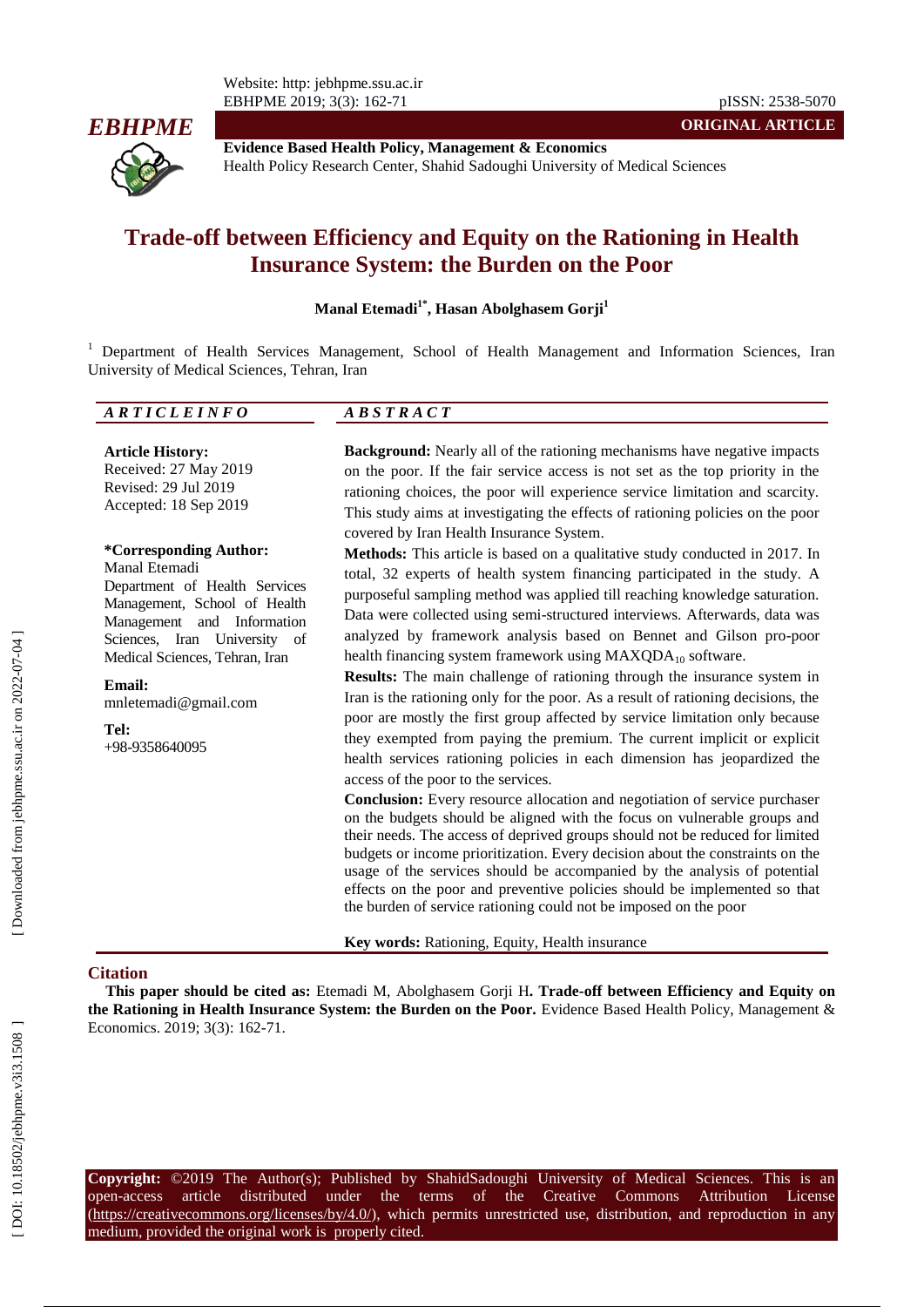**ORIGINAL ARTICLE**

**Evidence Based Health Policy, Management & Economics**
Health Policy Research Center, Shahid Sadoughi University of Medical Sciences

# Trade-off between Efficiency and Equity on the Rationing in Health Insurance System: the Burden on the Poor

**Manal Etemadi[1*], Hasan Abolghasem Gorji[1]**

[1] Department of Health Services Management, School of Health Management and Information Sciences, Iran University of Medical Sciences, Tehran, Iran

## ARTICLE INFO

**Article History:**
Received: 27 May 2019
Revised: 29 Jul 2019
Accepted: 18 Sep 2019

**\*Corresponding Author:**
Manal Etemadi
Department of Health Services Management, School of Health Management and Information Sciences, Iran University of Medical Sciences, Tehran, Iran

**Email:**
mnletemadi@gmail.com

**Tel:**
+98-9358640095

## ABSTRACT

**Background:** Nearly all of the rationing mechanisms have negative impacts on the poor. If the fair service access is not set as the top priority in the rationing choices, the poor will experience service limitation and scarcity. This study aims at investigating the effects of rationing policies on the poor covered by Iran Health Insurance System.

**Methods:** This article is based on a qualitative study conducted in 2017. In total, 32 experts of health system financing participated in the study. A purposeful sampling method was applied till reaching knowledge saturation. Data were collected using semi-structured interviews. Afterwards, data was analyzed by framework analysis based on Bennet and Gilson pro-poor health financing system framework using $\text{MAXQDA}_{10}$ software.

**Results:** The main challenge of rationing through the insurance system in Iran is the rationing only for the poor. As a result of rationing decisions, the poor are mostly the first group affected by service limitation only because they exempted from paying the premium. The current implicit or explicit health services rationing policies in each dimension has jeopardized the access of the poor to the services.

**Conclusion:** Every resource allocation and negotiation of service purchaser on the budgets should be aligned with the focus on vulnerable groups and their needs. The access of deprived groups should not be reduced for limited budgets or income prioritization. Every decision about the constraints on the usage of the services should be accompanied by the analysis of potential effects on the poor and preventive policies should be implemented so that the burden of service rationing could not be imposed on the poor

**Key words:** Rationing, Equity, Health insurance

## Citation

**This paper should be cited as:** Etemadi M, Abolghasem Gorji H**. Trade-off between Efficiency and Equity on the Rationing in Health Insurance System: the Burden on the Poor.** Evidence Based Health Policy, Management & Economics. 2019; 3(3): 162-71.

**Copyright:** ©2019 The Author(s); Published by ShahidSadoughi University of Medical Sciences. This is an open-access article distributed under the terms of the Creative Commons Attribution License (https://creativecommons.org/licenses/by/4.0/), which permits unrestricted use, distribution, and reproduction in any medium, provided the original work is properly cited.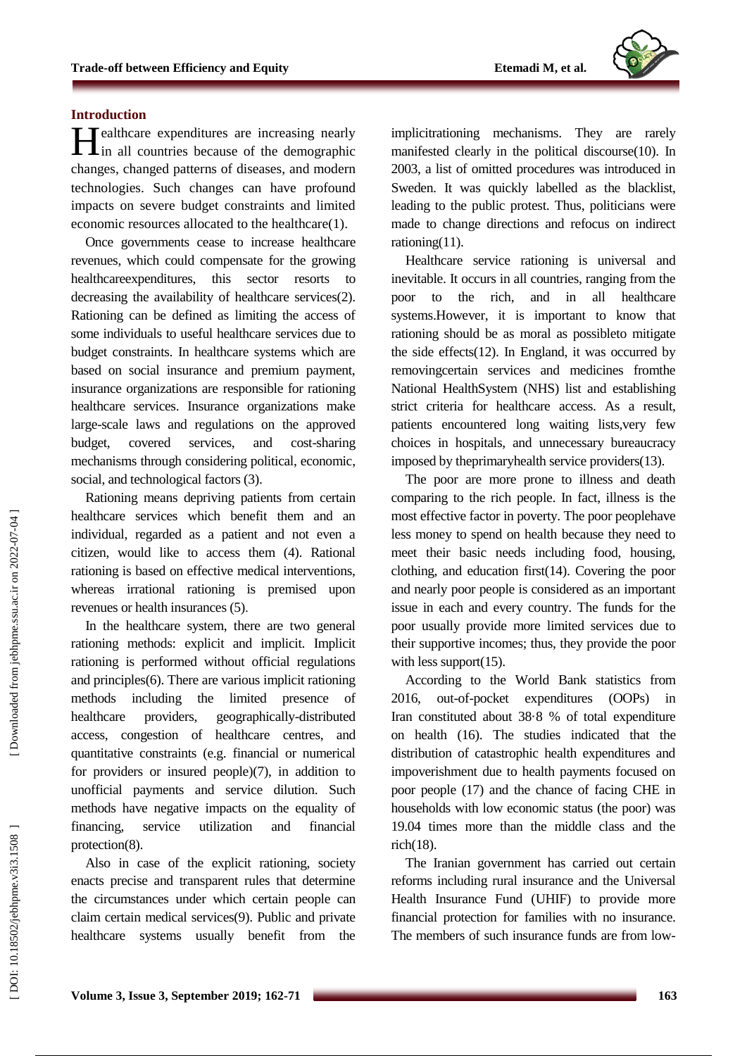## Introduction

Healthcare expenditures are increasing nearly in all countries because of the demographic changes, changed patterns of diseases, and modern technologies. Such changes can have profound impacts on severe budget constraints and limited economic resources allocated to the healthcare(1).

Once governments cease to increase healthcare revenues, which could compensate for the growing healthcareexpenditures, this sector resorts to decreasing the availability of healthcare services(2). Rationing can be defined as limiting the access of some individuals to useful healthcare services due to budget constraints. In healthcare systems which are based on social insurance and premium payment, insurance organizations are responsible for rationing healthcare services. Insurance organizations make large-scale laws and regulations on the approved budget, covered services, and cost-sharing mechanisms through considering political, economic, social, and technological factors (3).

Rationing means depriving patients from certain healthcare services which benefit them and an individual, regarded as a patient and not even a citizen, would like to access them (4). Rational rationing is based on effective medical interventions, whereas irrational rationing is premised upon revenues or health insurances (5).

In the healthcare system, there are two general rationing methods: explicit and implicit. Implicit rationing is performed without official regulations and principles(6). There are various implicit rationing methods including the limited presence of healthcare providers, geographically-distributed access, congestion of healthcare centres, and quantitative constraints (e.g. financial or numerical for providers or insured people)(7), in addition to unofficial payments and service dilution. Such methods have negative impacts on the equality of financing, service utilization and financial protection(8).

Also in case of the explicit rationing, society enacts precise and transparent rules that determine the circumstances under which certain people can claim certain medical services(9). Public and private healthcare systems usually benefit from the implicitrationing mechanisms. They are rarely manifested clearly in the political discourse(10). In 2003, a list of omitted procedures was introduced in Sweden. It was quickly labelled as the blacklist, leading to the public protest. Thus, politicians were made to change directions and refocus on indirect rationing(11).

Healthcare service rationing is universal and inevitable. It occurs in all countries, ranging from the poor to the rich, and in all healthcare systems.However, it is important to know that rationing should be as moral as possibleto mitigate the side effects(12). In England, it was occurred by removingcertain services and medicines fromthe National HealthSystem (NHS) list and establishing strict criteria for healthcare access. As a result, patients encountered long waiting lists,very few choices in hospitals, and unnecessary bureaucracy imposed by theprimaryhealth service providers(13).

The poor are more prone to illness and death comparing to the rich people. In fact, illness is the most effective factor in poverty. The poor peoplehave less money to spend on health because they need to meet their basic needs including food, housing, clothing, and education first(14). Covering the poor and nearly poor people is considered as an important issue in each and every country. The funds for the poor usually provide more limited services due to their supportive incomes; thus, they provide the poor with less support(15).

According to the World Bank statistics from 2016, out-of-pocket expenditures (OOPs) in Iran constituted about 38·8 % of total expenditure on health (16). The studies indicated that the distribution of catastrophic health expenditures and impoverishment due to health payments focused on poor people (17) and the chance of facing CHE in households with low economic status (the poor) was 19.04 times more than the middle class and the rich(18).

The Iranian government has carried out certain reforms including rural insurance and the Universal Health Insurance Fund (UHIF) to provide more financial protection for families with no insurance. The members of such insurance funds are from low-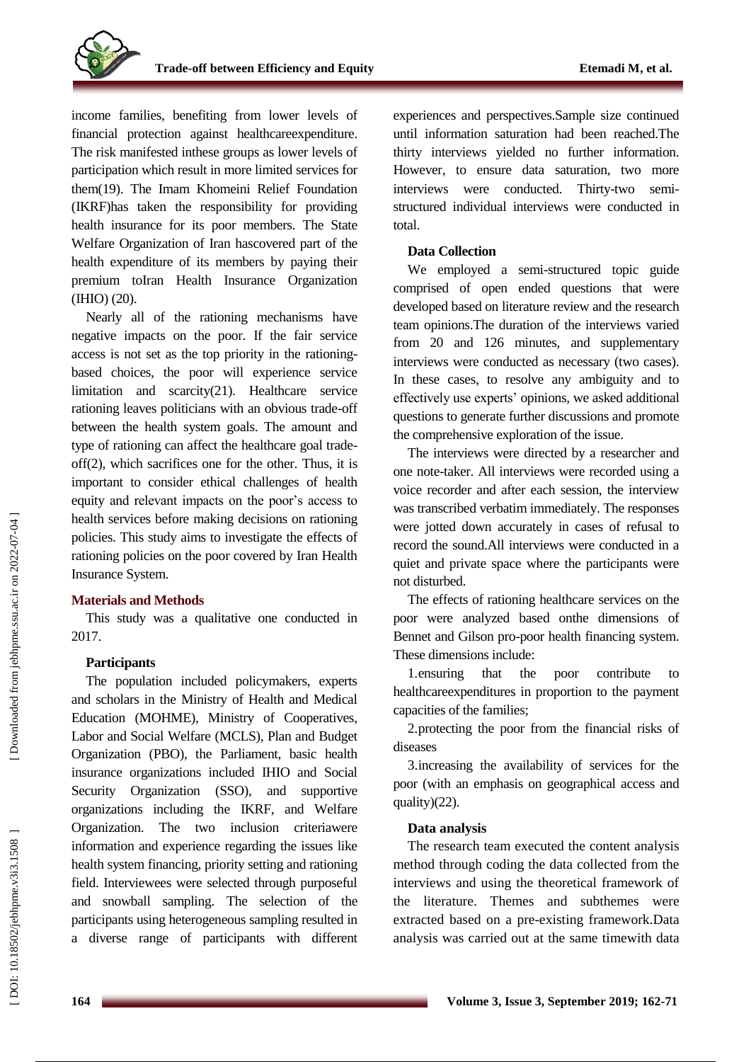income families, benefiting from lower levels of financial protection against healthcareexpenditure. The risk manifested inthese groups as lower levels of participation which result in more limited services for them(19). The Imam Khomeini Relief Foundation (IKRF)has taken the responsibility for providing health insurance for its poor members. The State Welfare Organization of Iran hascovered part of the health expenditure of its members by paying their premium toIran Health Insurance Organization (IHIO) (20).

Nearly all of the rationing mechanisms have negative impacts on the poor. If the fair service access is not set as the top priority in the rationing-based choices, the poor will experience service limitation and scarcity(21). Healthcare service rationing leaves politicians with an obvious trade-off between the health system goals. The amount and type of rationing can affect the healthcare goal trade-off(2), which sacrifices one for the other. Thus, it is important to consider ethical challenges of health equity and relevant impacts on the poor's access to health services before making decisions on rationing policies. This study aims to investigate the effects of rationing policies on the poor covered by Iran Health Insurance System.

## Materials and Methods

This study was a qualitative one conducted in 2017.

### Participants

The population included policymakers, experts and scholars in the Ministry of Health and Medical Education (MOHME), Ministry of Cooperatives, Labor and Social Welfare (MCLS), Plan and Budget Organization (PBO), the Parliament, basic health insurance organizations included IHIO and Social Security Organization (SSO), and supportive organizations including the IKRF, and Welfare Organization. The two inclusion criteriawere information and experience regarding the issues like health system financing, priority setting and rationing field. Interviewees were selected through purposeful and snowball sampling. The selection of the participants using heterogeneous sampling resulted in a diverse range of participants with different experiences and perspectives.Sample size continued until information saturation had been reached.The thirty interviews yielded no further information. However, to ensure data saturation, two more interviews were conducted. Thirty-two semi-structured individual interviews were conducted in total.

### Data Collection

We employed a semi-structured topic guide comprised of open ended questions that were developed based on literature review and the research team opinions.The duration of the interviews varied from 20 and 126 minutes, and supplementary interviews were conducted as necessary (two cases). In these cases, to resolve any ambiguity and to effectively use experts' opinions, we asked additional questions to generate further discussions and promote the comprehensive exploration of the issue.

The interviews were directed by a researcher and one note-taker. All interviews were recorded using a voice recorder and after each session, the interview was transcribed verbatim immediately. The responses were jotted down accurately in cases of refusal to record the sound.All interviews were conducted in a quiet and private space where the participants were not disturbed.

The effects of rationing healthcare services on the poor were analyzed based onthe dimensions of Bennet and Gilson pro-poor health financing system. These dimensions include:

1.ensuring that the poor contribute to healthcareexpenditures in proportion to the payment capacities of the families;

2.protecting the poor from the financial risks of diseases

3.increasing the availability of services for the poor (with an emphasis on geographical access and quality)(22).

### Data analysis

The research team executed the content analysis method through coding the data collected from the interviews and using the theoretical framework of the literature. Themes and subthemes were extracted based on a pre-existing framework.Data analysis was carried out at the same timewith data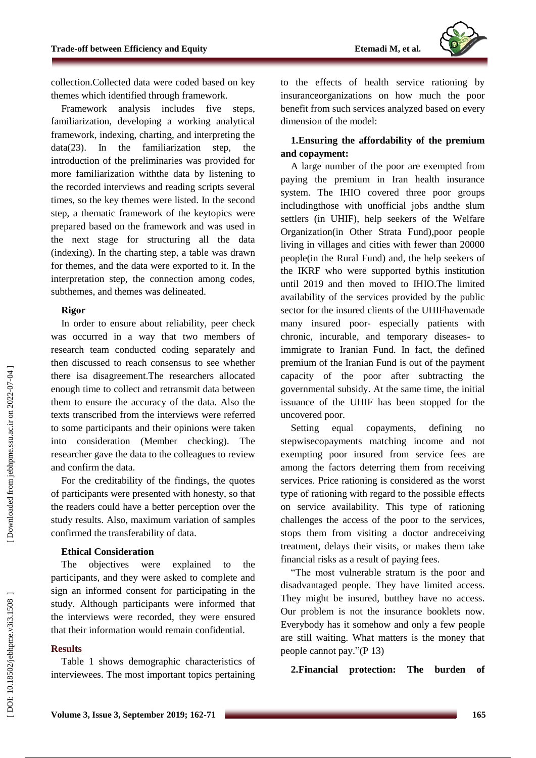collection.Collected data were coded based on key themes which identified through framework.

Framework analysis includes five steps, familiarization, developing a working analytical framework, indexing, charting, and interpreting the data(23). In the familiarization step, the introduction of the preliminaries was provided for more familiarization withthe data by listening to the recorded interviews and reading scripts several times, so the key themes were listed. In the second step, a thematic framework of the keytopics were prepared based on the framework and was used in the next stage for structuring all the data (indexing). In the charting step, a table was drawn for themes, and the data were exported to it. In the interpretation step, the connection among codes, subthemes, and themes was delineated.

### Rigor

In order to ensure about reliability, peer check was occurred in a way that two members of research team conducted coding separately and then discussed to reach consensus to see whether there isa disagreement.The researchers allocated enough time to collect and retransmit data between them to ensure the accuracy of the data. Also the texts transcribed from the interviews were referred to some participants and their opinions were taken into consideration (Member checking). The researcher gave the data to the colleagues to review and confirm the data.

For the creditability of the findings, the quotes of participants were presented with honesty, so that the readers could have a better perception over the study results. Also, maximum variation of samples confirmed the transferability of data.

### Ethical Consideration

The objectives were explained to the participants, and they were asked to complete and sign an informed consent for participating in the study. Although participants were informed that the interviews were recorded, they were ensured that their information would remain confidential.

## Results

Table 1 shows demographic characteristics of interviewees. The most important topics pertaining to the effects of health service rationing by insuranceorganizations on how much the poor benefit from such services analyzed based on every dimension of the model:

**1.Ensuring the affordability of the premium and copayment:**

A large number of the poor are exempted from paying the premium in Iran health insurance system. The IHIO covered three poor groups includingthose with unofficial jobs andthe slum settlers (in UHIF), help seekers of the Welfare Organization(in Other Strata Fund),poor people living in villages and cities with fewer than 20000 people(in the Rural Fund) and, the help seekers of the IKRF who were supported bythis institution until 2019 and then moved to IHIO.The limited availability of the services provided by the public sector for the insured clients of the UHIFhavemade many insured poor- especially patients with chronic, incurable, and temporary diseases- to immigrate to Iranian Fund. In fact, the defined premium of the Iranian Fund is out of the payment capacity of the poor after subtracting the governmental subsidy. At the same time, the initial issuance of the UHIF has been stopped for the uncovered poor.

Setting equal copayments, defining no stepwisecopayments matching income and not exempting poor insured from service fees are among the factors deterring them from receiving services. Price rationing is considered as the worst type of rationing with regard to the possible effects on service availability. This type of rationing challenges the access of the poor to the services, stops them from visiting a doctor andreceiving treatment, delays their visits, or makes them take financial risks as a result of paying fees.

"The most vulnerable stratum is the poor and disadvantaged people. They have limited access. They might be insured, butthey have no access. Our problem is not the insurance booklets now. Everybody has it somehow and only a few people are still waiting. What matters is the money that people cannot pay."(P 13)

**2.Financial protection: The burden of**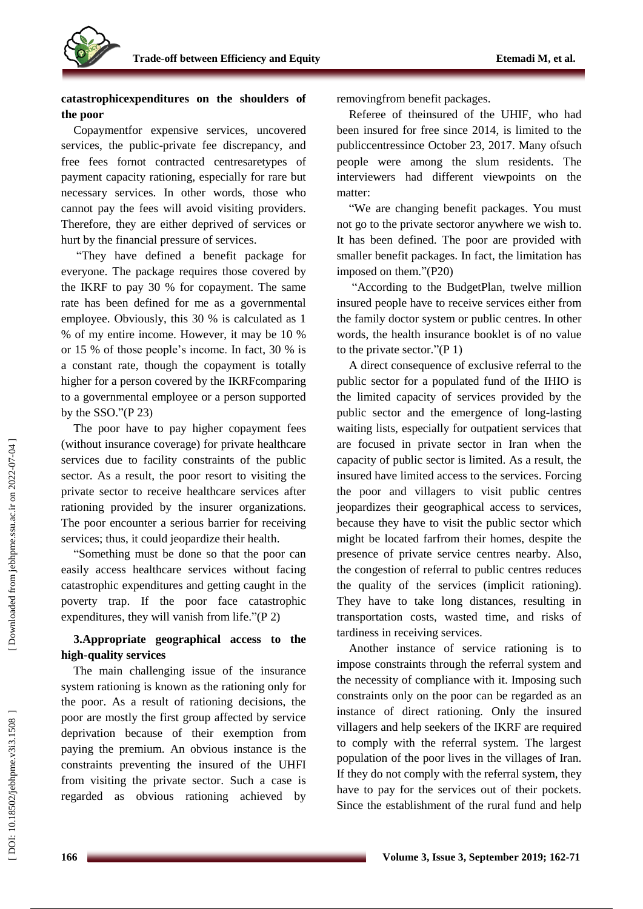**catastrophicexpenditures on the shoulders of the poor**

Copaymentfor expensive services, uncovered services, the public-private fee discrepancy, and free fees fornot contracted centresaretypes of payment capacity rationing, especially for rare but necessary services. In other words, those who cannot pay the fees will avoid visiting providers. Therefore, they are either deprived of services or hurt by the financial pressure of services.

"They have defined a benefit package for everyone. The package requires those covered by the IKRF to pay 30 % for copayment. The same rate has been defined for me as a governmental employee. Obviously, this 30 % is calculated as 1 % of my entire income. However, it may be 10 % or 15 % of those people's income. In fact, 30 % is a constant rate, though the copayment is totally higher for a person covered by the IKRFcomparing to a governmental employee or a person supported by the SSO."(P 23)

The poor have to pay higher copayment fees (without insurance coverage) for private healthcare services due to facility constraints of the public sector. As a result, the poor resort to visiting the private sector to receive healthcare services after rationing provided by the insurer organizations. The poor encounter a serious barrier for receiving services; thus, it could jeopardize their health.

"Something must be done so that the poor can easily access healthcare services without facing catastrophic expenditures and getting caught in the poverty trap. If the poor face catastrophic expenditures, they will vanish from life."(P 2)

**3.Appropriate geographical access to the high-quality services**

The main challenging issue of the insurance system rationing is known as the rationing only for the poor. As a result of rationing decisions, the poor are mostly the first group affected by service deprivation because of their exemption from paying the premium. An obvious instance is the constraints preventing the insured of the UHFI from visiting the private sector. Such a case is regarded as obvious rationing achieved by removingfrom benefit packages.

Referee of theinsured of the UHIF, who had been insured for free since 2014, is limited to the publiccentressince October 23, 2017. Many ofsuch people were among the slum residents. The interviewers had different viewpoints on the matter:

"We are changing benefit packages. You must not go to the private sectoror anywhere we wish to. It has been defined. The poor are provided with smaller benefit packages. In fact, the limitation has imposed on them."(P20)

"According to the BudgetPlan, twelve million insured people have to receive services either from the family doctor system or public centres. In other words, the health insurance booklet is of no value to the private sector."(P 1)

A direct consequence of exclusive referral to the public sector for a populated fund of the IHIO is the limited capacity of services provided by the public sector and the emergence of long-lasting waiting lists, especially for outpatient services that are focused in private sector in Iran when the capacity of public sector is limited. As a result, the insured have limited access to the services. Forcing the poor and villagers to visit public centres jeopardizes their geographical access to services, because they have to visit the public sector which might be located farfrom their homes, despite the presence of private service centres nearby. Also, the congestion of referral to public centres reduces the quality of the services (implicit rationing). They have to take long distances, resulting in transportation costs, wasted time, and risks of tardiness in receiving services.

Another instance of service rationing is to impose constraints through the referral system and the necessity of compliance with it. Imposing such constraints only on the poor can be regarded as an instance of direct rationing. Only the insured villagers and help seekers of the IKRF are required to comply with the referral system. The largest population of the poor lives in the villages of Iran. If they do not comply with the referral system, they have to pay for the services out of their pockets. Since the establishment of the rural fund and help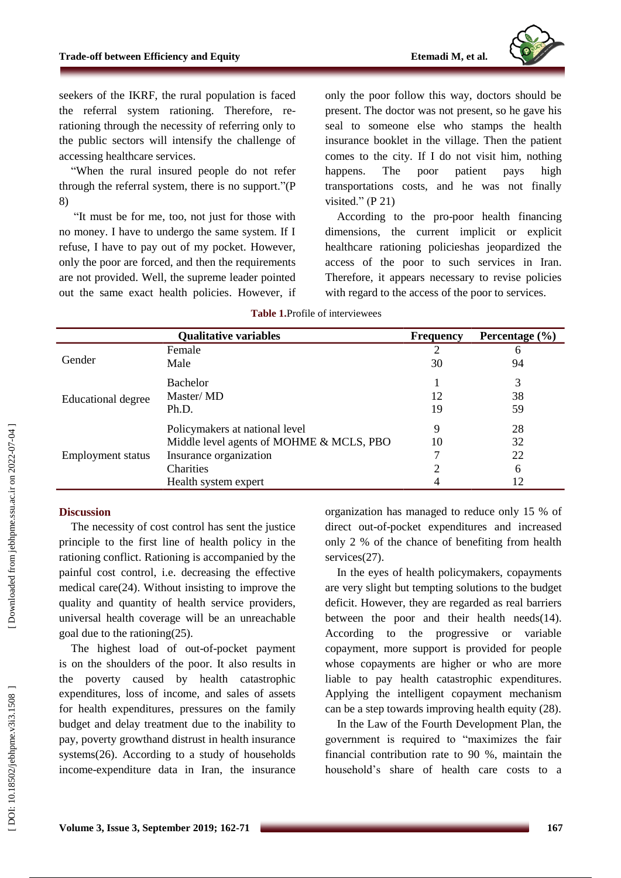seekers of the IKRF, the rural population is faced the referral system rationing. Therefore, re-rationing through the necessity of referring only to the public sectors will intensify the challenge of accessing healthcare services.

"When the rural insured people do not refer through the referral system, there is no support."(P 8)

"It must be for me, too, not just for those with no money. I have to undergo the same system. If I refuse, I have to pay out of my pocket. However, only the poor are forced, and then the requirements are not provided. Well, the supreme leader pointed out the same exact health policies. However, if only the poor follow this way, doctors should be present. The doctor was not present, so he gave his seal to someone else who stamps the health insurance booklet in the village. Then the patient comes to the city. If I do not visit him, nothing happens. The poor patient pays high transportations costs, and he was not finally visited." (P 21)

According to the pro-poor health financing dimensions, the current implicit or explicit healthcare rationing policieshas jeopardized the access of the poor to such services in Iran. Therefore, it appears necessary to revise policies with regard to the access of the poor to services.

**Table 1.**Profile of interviewees

| Qualitative variables | | Frequency | Percentage (%) |
|---|---|---|---|
| Gender | Female | 2 | 6 |
| | Male | 30 | 94 |
| Educational degree | Bachelor | 1 | 3 |
| | Master/ MD | 12 | 38 |
| | Ph.D. | 19 | 59 |
| Employment status | Policymakers at national level | 9 | 28 |
| | Middle level agents of MOHME & MCLS, PBO | 10 | 32 |
| | Insurance organization | 7 | 22 |
| | Charities | 2 | 6 |
| | Health system expert | 4 | 12 |

## Discussion

The necessity of cost control has sent the justice principle to the first line of health policy in the rationing conflict. Rationing is accompanied by the painful cost control, i.e. decreasing the effective medical care(24). Without insisting to improve the quality and quantity of health service providers, universal health coverage will be an unreachable goal due to the rationing(25).

The highest load of out-of-pocket payment is on the shoulders of the poor. It also results in the poverty caused by health catastrophic expenditures, loss of income, and sales of assets for health expenditures, pressures on the family budget and delay treatment due to the inability to pay, poverty growthand distrust in health insurance systems(26). According to a study of households income-expenditure data in Iran, the insurance organization has managed to reduce only 15 % of direct out-of-pocket expenditures and increased only 2 % of the chance of benefiting from health services(27).

In the eyes of health policymakers, copayments are very slight but tempting solutions to the budget deficit. However, they are regarded as real barriers between the poor and their health needs(14). According to the progressive or variable copayment, more support is provided for people whose copayments are higher or who are more liable to pay health catastrophic expenditures. Applying the intelligent copayment mechanism can be a step towards improving health equity (28).

In the Law of the Fourth Development Plan, the government is required to "maximizes the fair financial contribution rate to 90 %, maintain the household's share of health care costs to a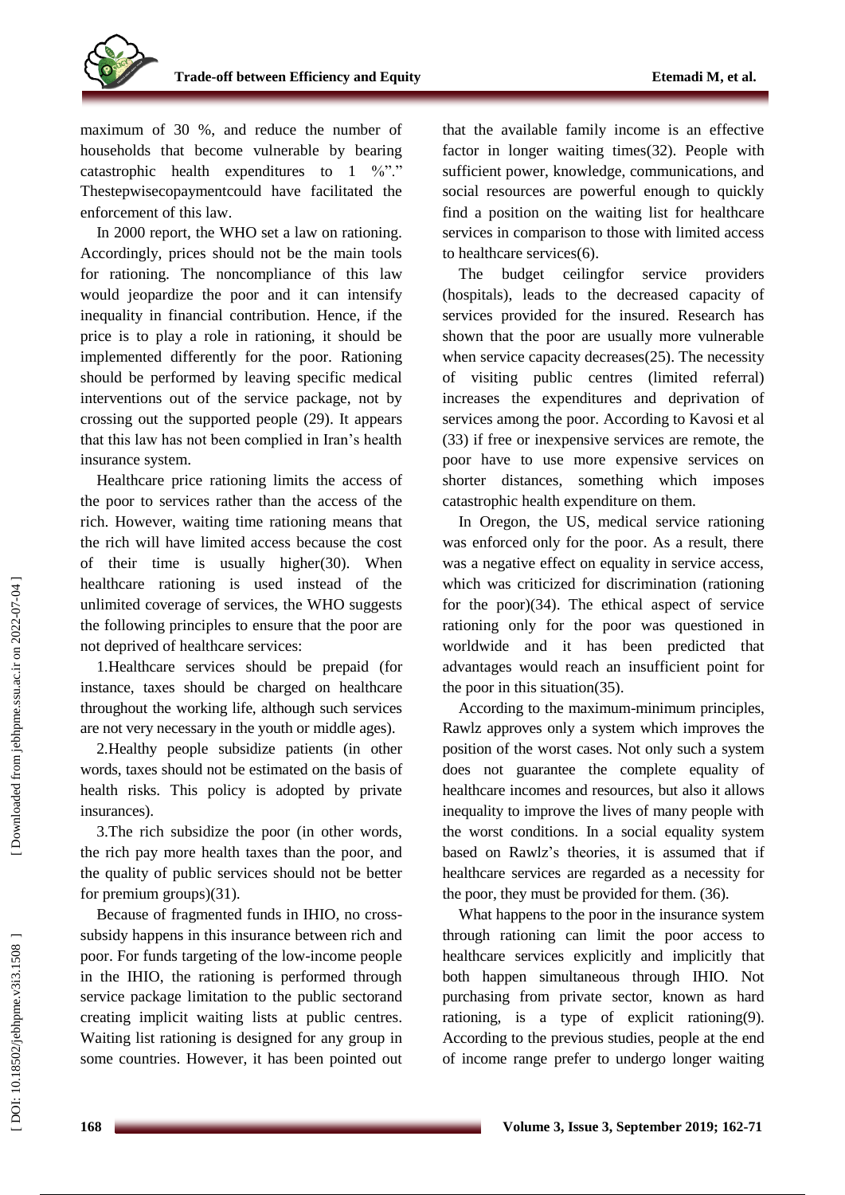maximum of 30 %, and reduce the number of households that become vulnerable by bearing catastrophic health expenditures to 1 %"." Thestepwisecopaymentcould have facilitated the enforcement of this law.

In 2000 report, the WHO set a law on rationing. Accordingly, prices should not be the main tools for rationing. The noncompliance of this law would jeopardize the poor and it can intensify inequality in financial contribution. Hence, if the price is to play a role in rationing, it should be implemented differently for the poor. Rationing should be performed by leaving specific medical interventions out of the service package, not by crossing out the supported people (29). It appears that this law has not been complied in Iran's health insurance system.

Healthcare price rationing limits the access of the poor to services rather than the access of the rich. However, waiting time rationing means that the rich will have limited access because the cost of their time is usually higher(30). When healthcare rationing is used instead of the unlimited coverage of services, the WHO suggests the following principles to ensure that the poor are not deprived of healthcare services:

1.Healthcare services should be prepaid (for instance, taxes should be charged on healthcare throughout the working life, although such services are not very necessary in the youth or middle ages).

2.Healthy people subsidize patients (in other words, taxes should not be estimated on the basis of health risks. This policy is adopted by private insurances).

3.The rich subsidize the poor (in other words, the rich pay more health taxes than the poor, and the quality of public services should not be better for premium groups)(31).

Because of fragmented funds in IHIO, no cross-subsidy happens in this insurance between rich and poor. For funds targeting of the low-income people in the IHIO, the rationing is performed through service package limitation to the public sectorand creating implicit waiting lists at public centres. Waiting list rationing is designed for any group in some countries. However, it has been pointed out that the available family income is an effective factor in longer waiting times(32). People with sufficient power, knowledge, communications, and social resources are powerful enough to quickly find a position on the waiting list for healthcare services in comparison to those with limited access to healthcare services(6).

The budget ceilingfor service providers (hospitals), leads to the decreased capacity of services provided for the insured. Research has shown that the poor are usually more vulnerable when service capacity decreases(25). The necessity of visiting public centres (limited referral) increases the expenditures and deprivation of services among the poor. According to Kavosi et al (33) if free or inexpensive services are remote, the poor have to use more expensive services on shorter distances, something which imposes catastrophic health expenditure on them.

In Oregon, the US, medical service rationing was enforced only for the poor. As a result, there was a negative effect on equality in service access, which was criticized for discrimination (rationing for the poor)(34). The ethical aspect of service rationing only for the poor was questioned in worldwide and it has been predicted that advantages would reach an insufficient point for the poor in this situation(35).

According to the maximum-minimum principles, Rawlz approves only a system which improves the position of the worst cases. Not only such a system does not guarantee the complete equality of healthcare incomes and resources, but also it allows inequality to improve the lives of many people with the worst conditions. In a social equality system based on Rawlz's theories, it is assumed that if healthcare services are regarded as a necessity for the poor, they must be provided for them. (36).

What happens to the poor in the insurance system through rationing can limit the poor access to healthcare services explicitly and implicitly that both happen simultaneous through IHIO. Not purchasing from private sector, known as hard rationing, is a type of explicit rationing(9). According to the previous studies, people at the end of income range prefer to undergo longer waiting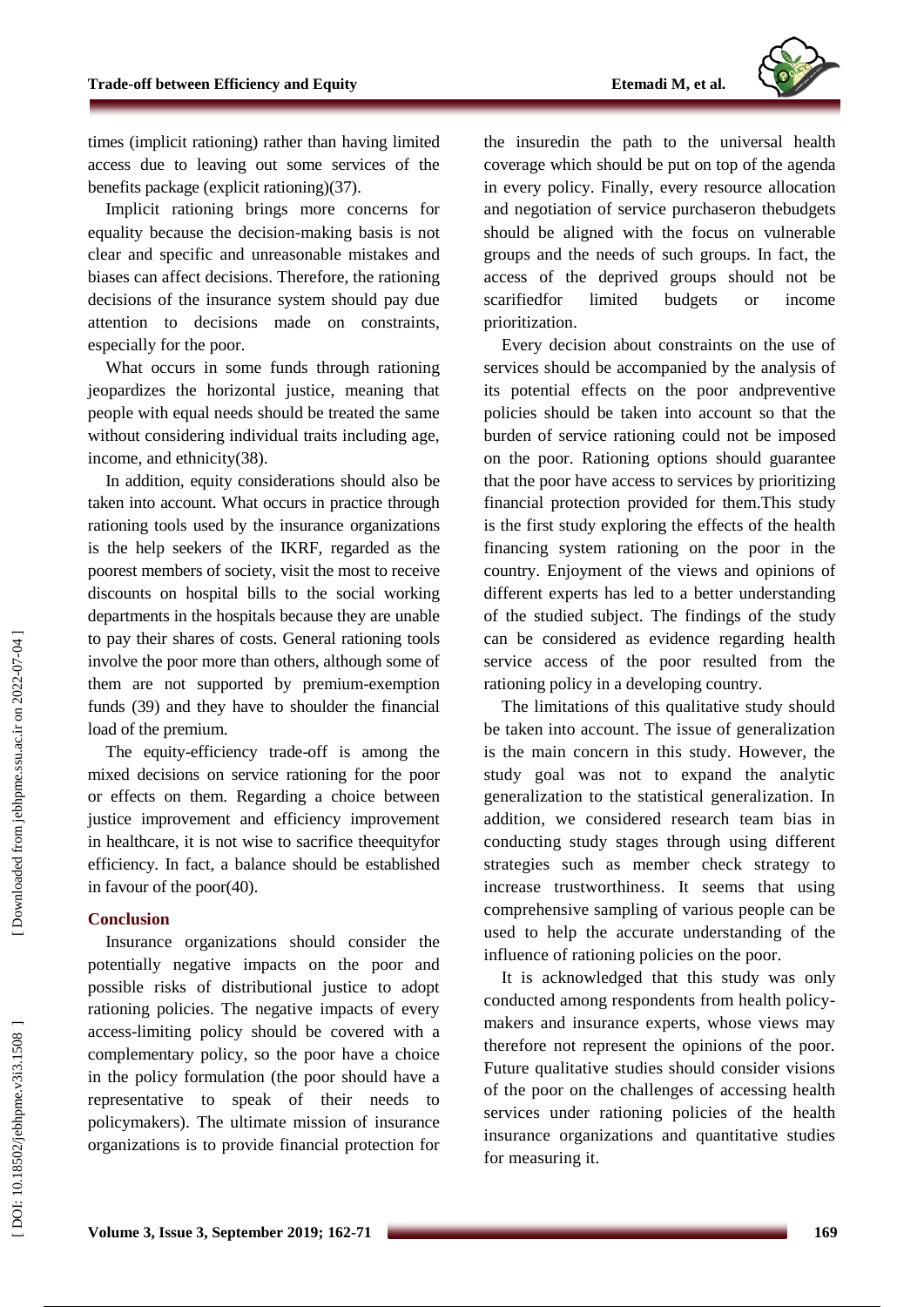times (implicit rationing) rather than having limited access due to leaving out some services of the benefits package (explicit rationing)(37).

Implicit rationing brings more concerns for equality because the decision-making basis is not clear and specific and unreasonable mistakes and biases can affect decisions. Therefore, the rationing decisions of the insurance system should pay due attention to decisions made on constraints, especially for the poor.

What occurs in some funds through rationing jeopardizes the horizontal justice, meaning that people with equal needs should be treated the same without considering individual traits including age, income, and ethnicity(38).

In addition, equity considerations should also be taken into account. What occurs in practice through rationing tools used by the insurance organizations is the help seekers of the IKRF, regarded as the poorest members of society, visit the most to receive discounts on hospital bills to the social working departments in the hospitals because they are unable to pay their shares of costs. General rationing tools involve the poor more than others, although some of them are not supported by premium-exemption funds (39) and they have to shoulder the financial load of the premium.

The equity-efficiency trade-off is among the mixed decisions on service rationing for the poor or effects on them. Regarding a choice between justice improvement and efficiency improvement in healthcare, it is not wise to sacrifice theequityfor efficiency. In fact, a balance should be established in favour of the poor(40).

## Conclusion

Insurance organizations should consider the potentially negative impacts on the poor and possible risks of distributional justice to adopt rationing policies. The negative impacts of every access-limiting policy should be covered with a complementary policy, so the poor have a choice in the policy formulation (the poor should have a representative to speak of their needs to policymakers). The ultimate mission of insurance organizations is to provide financial protection for the insuredin the path to the universal health coverage which should be put on top of the agenda in every policy. Finally, every resource allocation and negotiation of service purchaseron thebudgets should be aligned with the focus on vulnerable groups and the needs of such groups. In fact, the access of the deprived groups should not be scarifiedfor limited budgets or income prioritization.

Every decision about constraints on the use of services should be accompanied by the analysis of its potential effects on the poor andpreventive policies should be taken into account so that the burden of service rationing could not be imposed on the poor. Rationing options should guarantee that the poor have access to services by prioritizing financial protection provided for them.This study is the first study exploring the effects of the health financing system rationing on the poor in the country. Enjoyment of the views and opinions of different experts has led to a better understanding of the studied subject. The findings of the study can be considered as evidence regarding health service access of the poor resulted from the rationing policy in a developing country.

The limitations of this qualitative study should be taken into account. The issue of generalization is the main concern in this study. However, the study goal was not to expand the analytic generalization to the statistical generalization. In addition, we considered research team bias in conducting study stages through using different strategies such as member check strategy to increase trustworthiness. It seems that using comprehensive sampling of various people can be used to help the accurate understanding of the influence of rationing policies on the poor.

It is acknowledged that this study was only conducted among respondents from health policy-makers and insurance experts, whose views may therefore not represent the opinions of the poor. Future qualitative studies should consider visions of the poor on the challenges of accessing health services under rationing policies of the health insurance organizations and quantitative studies for measuring it.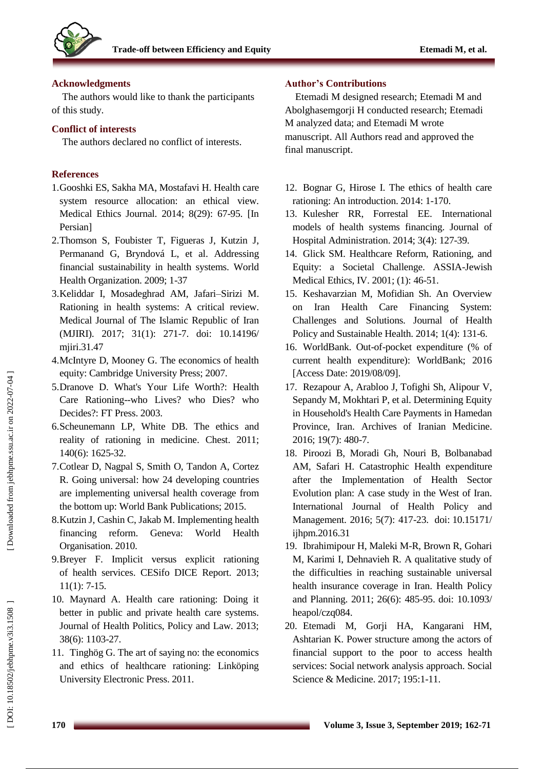## Acknowledgments

The authors would like to thank the participants of this study.

## Conflict of interests

The authors declared no conflict of interests.

## Author's Contributions

Etemadi M designed research; Etemadi M and Abolghasemgorji H conducted research; Etemadi M analyzed data; and Etemadi M wrote manuscript. All Authors read and approved the final manuscript.

## References

1. Gooshki ES, Sakha MA, Mostafavi H. Health care system resource allocation: an ethical view. Medical Ethics Journal. 2014; 8(29): 67-95. [In Persian]
2. Thomson S, Foubister T, Figueras J, Kutzin J, Permanand G, Bryndová L, et al. Addressing financial sustainability in health systems. World Health Organization. 2009; 1-37
3. Keliddar I, Mosadeghrad AM, Jafari–Sirizi M. Rationing in health systems: A critical review. Medical Journal of The Islamic Republic of Iran (MJIRI). 2017; 31(1): 271-7. doi: 10.14196/mjiri.31.47
4. McIntyre D, Mooney G. The economics of health equity: Cambridge University Press; 2007.
5. Dranove D. What's Your Life Worth?: Health Care Rationing--who Lives? who Dies? who Decides?: FT Press. 2003.
6. Scheunemann LP, White DB. The ethics and reality of rationing in medicine. Chest. 2011; 140(6): 1625-32.
7. Cotlear D, Nagpal S, Smith O, Tandon A, Cortez R. Going universal: how 24 developing countries are implementing universal health coverage from the bottom up: World Bank Publications; 2015.
8. Kutzin J, Cashin C, Jakab M. Implementing health financing reform. Geneva: World Health Organisation. 2010.
9. Breyer F. Implicit versus explicit rationing of health services. CESifo DICE Report. 2013; 11(1): 7-15.
10. Maynard A. Health care rationing: Doing it better in public and private health care systems. Journal of Health Politics, Policy and Law. 2013; 38(6): 1103-27.
11. Tinghög G. The art of saying no: the economics and ethics of healthcare rationing: Linköping University Electronic Press. 2011.
12. Bognar G, Hirose I. The ethics of health care rationing: An introduction. 2014: 1-170.
13. Kulesher RR, Forrestal EE. International models of health systems financing. Journal of Hospital Administration. 2014; 3(4): 127-39.
14. Glick SM. Healthcare Reform, Rationing, and Equity: a Societal Challenge. ASSIA-Jewish Medical Ethics, IV. 2001; (1): 46-51.
15. Keshavarzian M, Mofidian Sh. An Overview on Iran Health Care Financing System: Challenges and Solutions. Journal of Health Policy and Sustainable Health. 2014; 1(4): 131-6.
16. WorldBank. Out-of-pocket expenditure (% of current health expenditure): WorldBank; 2016 [Access Date: 2019/08/09].
17. Rezapour A, Arabloo J, Tofighi Sh, Alipour V, Sepandy M, Mokhtari P, et al. Determining Equity in Household's Health Care Payments in Hamedan Province, Iran. Archives of Iranian Medicine. 2016; 19(7): 480-7.
18. Piroozi B, Moradi Gh, Nouri B, Bolbanabad AM, Safari H. Catastrophic Health expenditure after the Implementation of Health Sector Evolution plan: A case study in the West of Iran. International Journal of Health Policy and Management. 2016; 5(7): 417-23. doi: 10.15171/ijhpm.2016.31
19. Ibrahimipour H, Maleki M-R, Brown R, Gohari M, Karimi I, Dehnavieh R. A qualitative study of the difficulties in reaching sustainable universal health insurance coverage in Iran. Health Policy and Planning. 2011; 26(6): 485-95. doi: 10.1093/heapol/czq084.
20. Etemadi M, Gorji HA, Kangarani HM, Ashtarian K. Power structure among the actors of financial support to the poor to access health services: Social network analysis approach. Social Science & Medicine. 2017; 195:1-11.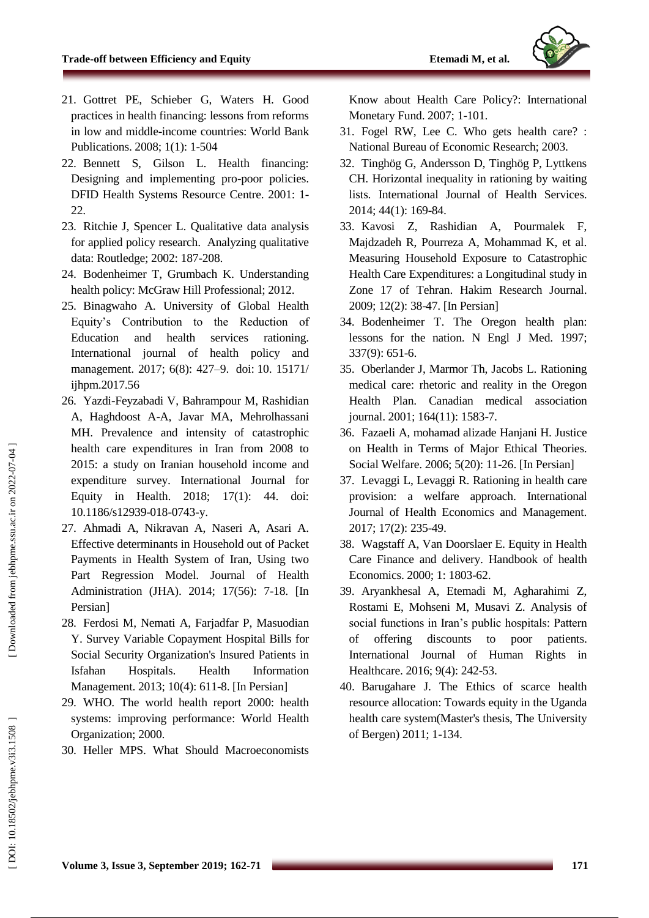21. Gottret PE, Schieber G, Waters H. Good practices in health financing: lessons from reforms in low and middle-income countries: World Bank Publications. 2008; 1(1): 1-504
22. Bennett S, Gilson L. Health financing: Designing and implementing pro-poor policies. DFID Health Systems Resource Centre. 2001: 1-22.
23. Ritchie J, Spencer L. Qualitative data analysis for applied policy research. Analyzing qualitative data: Routledge; 2002: 187-208.
24. Bodenheimer T, Grumbach K. Understanding health policy: McGraw Hill Professional; 2012.
25. Binagwaho A. University of Global Health Equity's Contribution to the Reduction of Education and health services rationing. International journal of health policy and management. 2017; 6(8): 427–9. doi: 10. 15171/ ijhpm.2017.56
26. Yazdi-Feyzabadi V, Bahrampour M, Rashidian A, Haghdoost A-A, Javar MA, Mehrolhassani MH. Prevalence and intensity of catastrophic health care expenditures in Iran from 2008 to 2015: a study on Iranian household income and expenditure survey. International Journal for Equity in Health. 2018; 17(1): 44. doi: 10.1186/s12939-018-0743-y.
27. Ahmadi A, Nikravan A, Naseri A, Asari A. Effective determinants in Household out of Packet Payments in Health System of Iran, Using two Part Regression Model. Journal of Health Administration (JHA). 2014; 17(56): 7-18. [In Persian]
28. Ferdosi M, Nemati A, Farjadfar P, Masuodian Y. Survey Variable Copayment Hospital Bills for Social Security Organization's Insured Patients in Isfahan Hospitals. Health Information Management. 2013; 10(4): 611-8. [In Persian]
29. WHO. The world health report 2000: health systems: improving performance: World Health Organization; 2000.
30. Heller MPS. What Should Macroeconomists Know about Health Care Policy?: International Monetary Fund. 2007; 1-101.
31. Fogel RW, Lee C. Who gets health care? : National Bureau of Economic Research; 2003.
32. Tinghög G, Andersson D, Tinghög P, Lyttkens CH. Horizontal inequality in rationing by waiting lists. International Journal of Health Services. 2014; 44(1): 169-84.
33. Kavosi Z, Rashidian A, Pourmalek F, Majdzadeh R, Pourreza A, Mohammad K, et al. Measuring Household Exposure to Catastrophic Health Care Expenditures: a Longitudinal study in Zone 17 of Tehran. Hakim Research Journal. 2009; 12(2): 38-47. [In Persian]
34. Bodenheimer T. The Oregon health plan: lessons for the nation. N Engl J Med. 1997; 337(9): 651-6.
35. Oberlander J, Marmor Th, Jacobs L. Rationing medical care: rhetoric and reality in the Oregon Health Plan. Canadian medical association journal. 2001; 164(11): 1583-7.
36. Fazaeli A, mohamad alizade Hanjani H. Justice on Health in Terms of Major Ethical Theories. Social Welfare. 2006; 5(20): 11-26. [In Persian]
37. Levaggi L, Levaggi R. Rationing in health care provision: a welfare approach. International Journal of Health Economics and Management. 2017; 17(2): 235-49.
38. Wagstaff A, Van Doorslaer E. Equity in Health Care Finance and delivery. Handbook of health Economics. 2000; 1: 1803-62.
39. Aryankhesal A, Etemadi M, Agharahimi Z, Rostami E, Mohseni M, Musavi Z. Analysis of social functions in Iran's public hospitals: Pattern of offering discounts to poor patients. International Journal of Human Rights in Healthcare. 2016; 9(4): 242-53.
40. Barugahare J. The Ethics of scarce health resource allocation: Towards equity in the Uganda health care system(Master's thesis, The University of Bergen) 2011; 1-134.